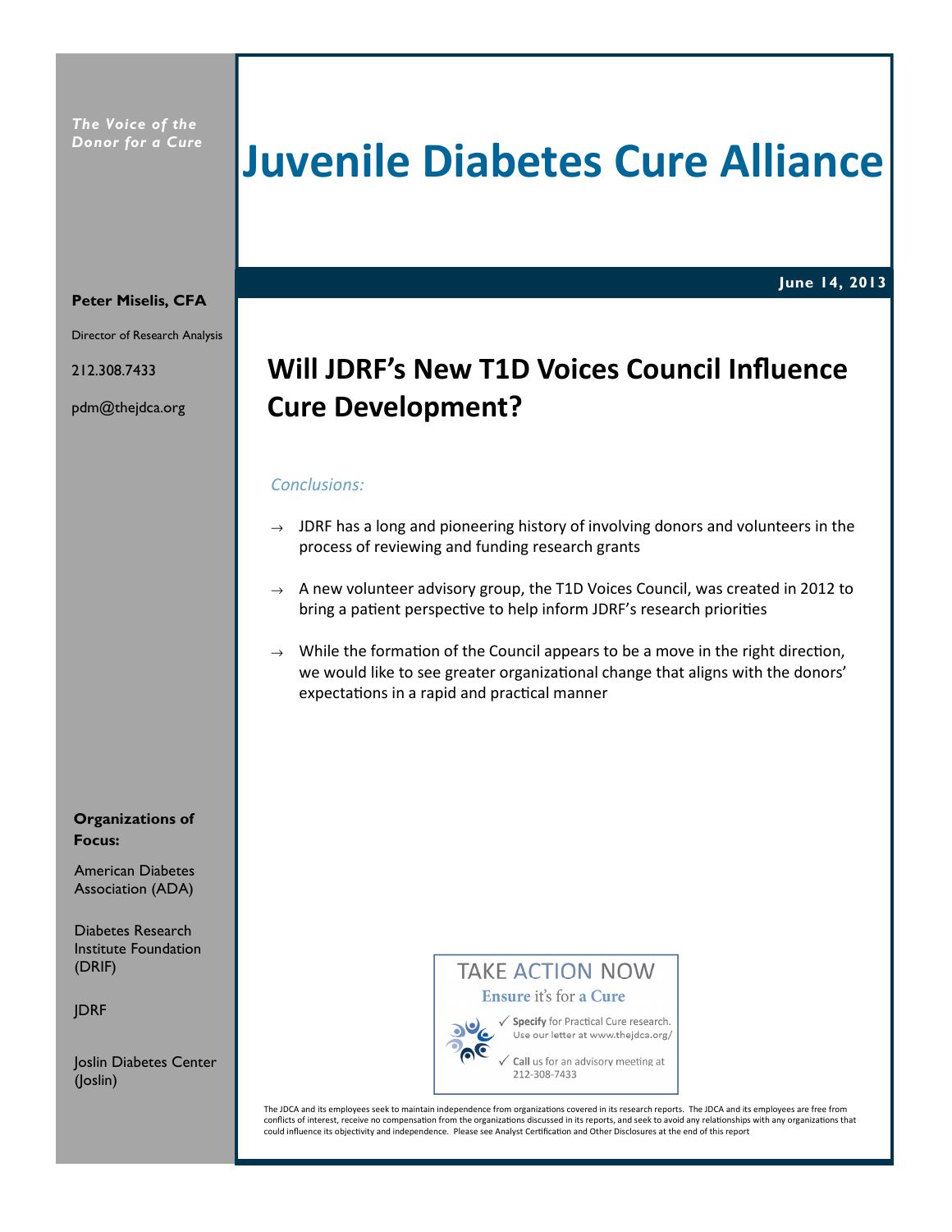*The Voice of the Donor for a Cure*

# Juvenile Diabetes Cure Alliance

**June 14, 2013**

**Peter Miselis, CFA**

Director of Research Analysis

212.308.7433

pdm@thejdca.org

## Will JDRF's New T1D Voices Council Influence Cure Development?

*Conclusions:*

→ JDRF has a long and pioneering history of involving donors and volunteers in the process of reviewing and funding research grants

→ A new volunteer advisory group, the T1D Voices Council, was created in 2012 to bring a patient perspective to help inform JDRF's research priorities

→ While the formation of the Council appears to be a move in the right direction, we would like to see greater organizational change that aligns with the donors' expectations in a rapid and practical manner

**Organizations of Focus:**

American Diabetes Association (ADA)

Diabetes Research Institute Foundation (DRIF)

JDRF

Joslin Diabetes Center (Joslin)

TAKE ACTION NOW

**Ensure** it's for **a Cure**

✓ **Specify** for Practical Cure research. Use our letter at www.thejdca.org/

✓ **Call** us for an advisory meeting at 212-308-7433

The JDCA and its employees seek to maintain independence from organizations covered in its research reports. The JDCA and its employees are free from conflicts of interest, receive no compensation from the organizations discussed in its reports, and seek to avoid any relationships with any organizations that could influence its objectivity and independence. Please see Analyst Certification and Other Disclosures at the end of this report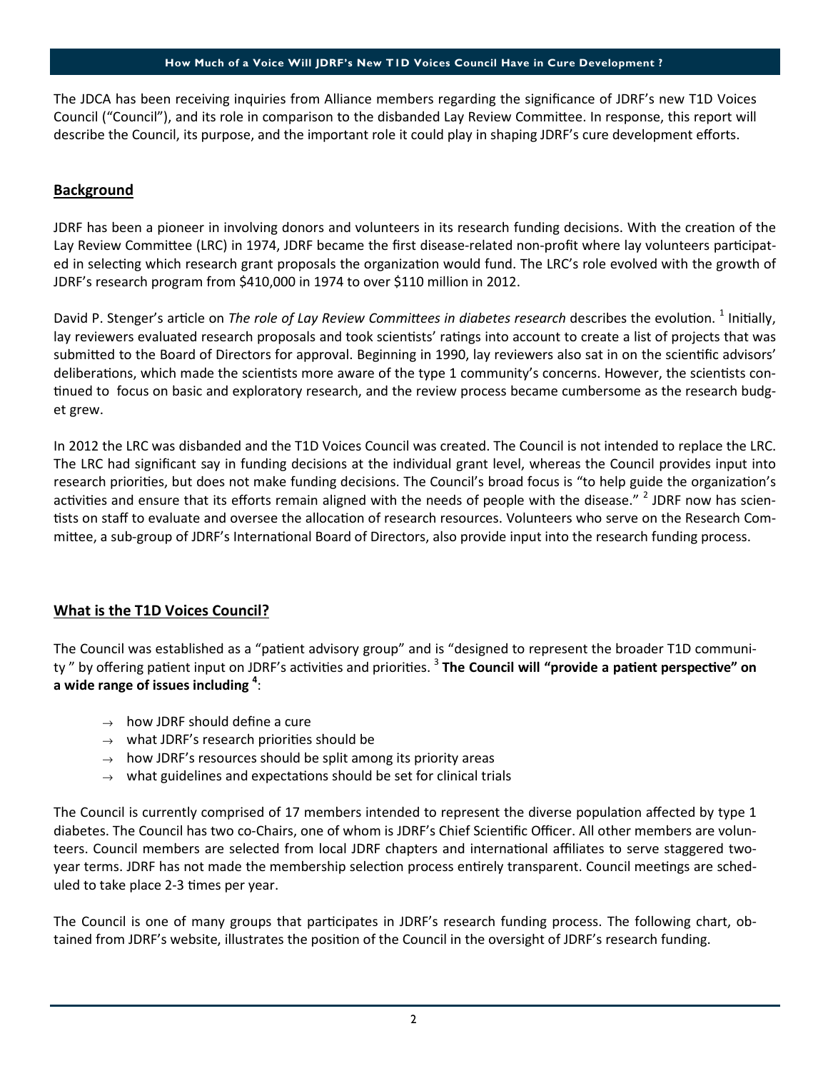The JDCA has been receiving inquiries from Alliance members regarding the significance of JDRF's new T1D Voices Council ("Council"), and its role in comparison to the disbanded Lay Review Committee. In response, this report will describe the Council, its purpose, and the important role it could play in shaping JDRF's cure development efforts.

## Background

JDRF has been a pioneer in involving donors and volunteers in its research funding decisions. With the creation of the Lay Review Committee (LRC) in 1974, JDRF became the first disease-related non-profit where lay volunteers participated in selecting which research grant proposals the organization would fund. The LRC's role evolved with the growth of JDRF's research program from $410,000 in 1974 to over $110 million in 2012.

David P. Stenger's article on *The role of Lay Review Committees in diabetes research* describes the evolution. [1] Initially, lay reviewers evaluated research proposals and took scientists' ratings into account to create a list of projects that was submitted to the Board of Directors for approval. Beginning in 1990, lay reviewers also sat in on the scientific advisors' deliberations, which made the scientists more aware of the type 1 community's concerns. However, the scientists continued to focus on basic and exploratory research, and the review process became cumbersome as the research budget grew.

In 2012 the LRC was disbanded and the T1D Voices Council was created. The Council is not intended to replace the LRC. The LRC had significant say in funding decisions at the individual grant level, whereas the Council provides input into research priorities, but does not make funding decisions. The Council's broad focus is "to help guide the organization's activities and ensure that its efforts remain aligned with the needs of people with the disease." [2] JDRF now has scientists on staff to evaluate and oversee the allocation of research resources. Volunteers who serve on the Research Committee, a sub-group of JDRF's International Board of Directors, also provide input into the research funding process.

## What is the T1D Voices Council?

The Council was established as a "patient advisory group" and is "designed to represent the broader T1D community " by offering patient input on JDRF's activities and priorities. [3] **The Council will "provide a patient perspective" on a wide range of issues including [4]**:

- → how JDRF should define a cure
- → what JDRF's research priorities should be
- → how JDRF's resources should be split among its priority areas
- → what guidelines and expectations should be set for clinical trials

The Council is currently comprised of 17 members intended to represent the diverse population affected by type 1 diabetes. The Council has two co-Chairs, one of whom is JDRF's Chief Scientific Officer. All other members are volunteers. Council members are selected from local JDRF chapters and international affiliates to serve staggered two-year terms. JDRF has not made the membership selection process entirely transparent. Council meetings are scheduled to take place 2-3 times per year.

The Council is one of many groups that participates in JDRF's research funding process. The following chart, obtained from JDRF's website, illustrates the position of the Council in the oversight of JDRF's research funding.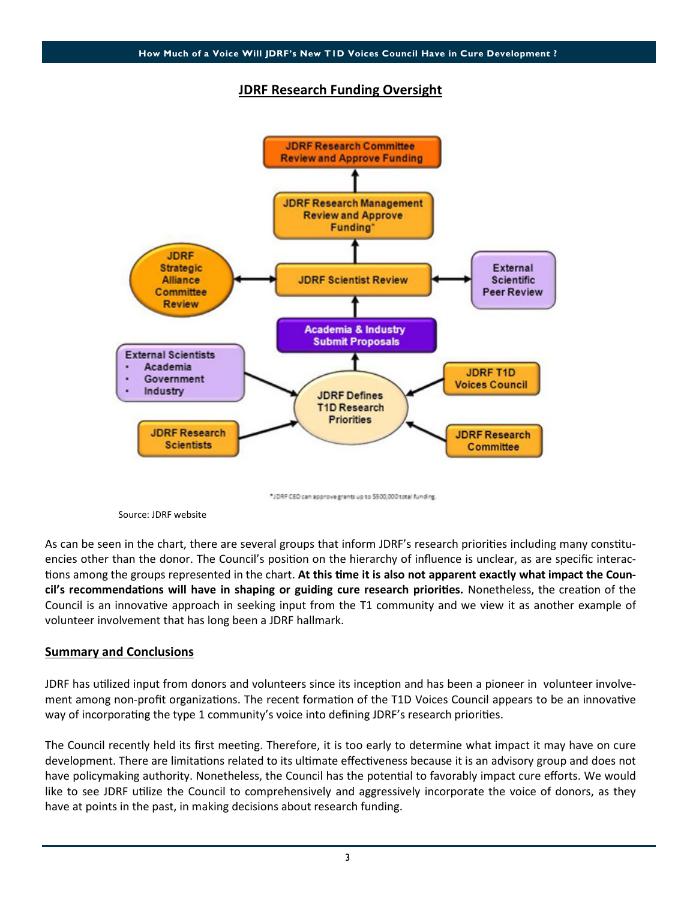## JDRF Research Funding Oversight

JDRF Research Committee Review and Approve Funding

JDRF Research Management Review and Approve Funding*

JDRF Strategic Alliance Committee Review

JDRF Scientist Review

External Scientific Peer Review

Academia & Industry Submit Proposals

External Scientists
- Academia
- Government
- Industry

JDRF Defines T1D Research Priorities

JDRF T1D Voices Council

JDRF Research Scientists

JDRF Research Committee

*JDRF CEO can approve grants up to $500,000 total funding.

Source: JDRF website

As can be seen in the chart, there are several groups that inform JDRF's research priorities including many constituencies other than the donor. The Council's position on the hierarchy of influence is unclear, as are specific interactions among the groups represented in the chart. **At this time it is also not apparent exactly what impact the Council's recommendations will have in shaping or guiding cure research priorities.** Nonetheless, the creation of the Council is an innovative approach in seeking input from the T1 community and we view it as another example of volunteer involvement that has long been a JDRF hallmark.

## Summary and Conclusions

JDRF has utilized input from donors and volunteers since its inception and has been a pioneer in volunteer involvement among non-profit organizations. The recent formation of the T1D Voices Council appears to be an innovative way of incorporating the type 1 community's voice into defining JDRF's research priorities.

The Council recently held its first meeting. Therefore, it is too early to determine what impact it may have on cure development. There are limitations related to its ultimate effectiveness because it is an advisory group and does not have policymaking authority. Nonetheless, the Council has the potential to favorably impact cure efforts. We would like to see JDRF utilize the Council to comprehensively and aggressively incorporate the voice of donors, as they have at points in the past, in making decisions about research funding.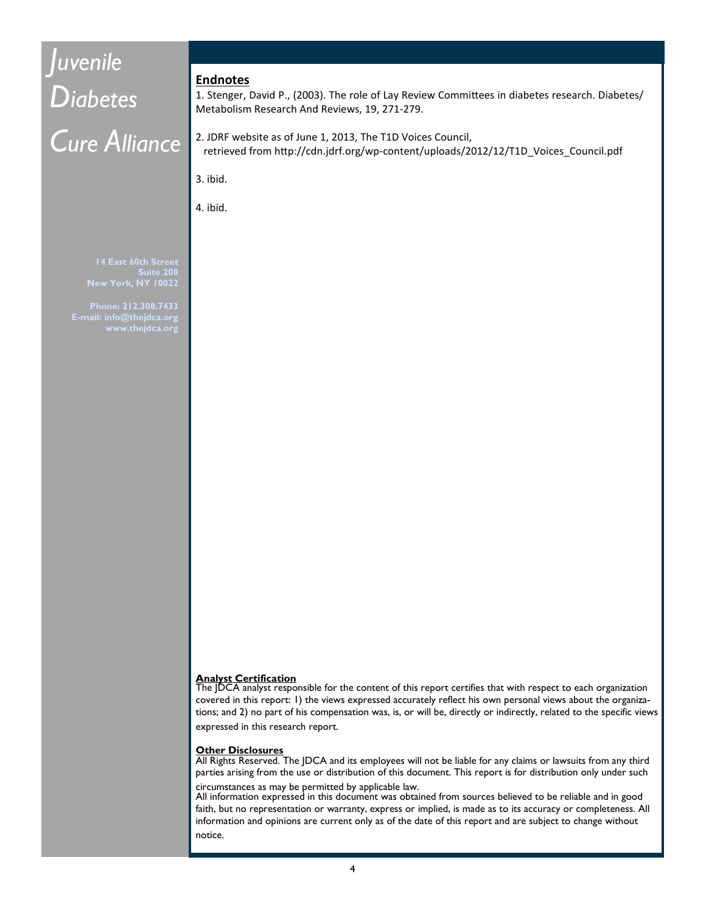# Juvenile Diabetes Cure Alliance

14 East 60th Street
Suite 208
New York, NY 10022

Phone: 212.308.7433
E-mail: info@thejdca.org
www.thejdca.org

## Endnotes

1. Stenger, David P., (2003). The role of Lay Review Committees in diabetes research. Diabetes/Metabolism Research And Reviews, 19, 271-279.

2. JDRF website as of June 1, 2013, The T1D Voices Council, retrieved from http://cdn.jdrf.org/wp-content/uploads/2012/12/T1D_Voices_Council.pdf

3. ibid.

4. ibid.

**Analyst Certification**

The JDCA analyst responsible for the content of this report certifies that with respect to each organization covered in this report: 1) the views expressed accurately reflect his own personal views about the organizations; and 2) no part of his compensation was, is, or will be, directly or indirectly, related to the specific views expressed in this research report.

**Other Disclosures**

All Rights Reserved. The JDCA and its employees will not be liable for any claims or lawsuits from any third parties arising from the use or distribution of this document. This report is for distribution only under such circumstances as may be permitted by applicable law.

All information expressed in this document was obtained from sources believed to be reliable and in good faith, but no representation or warranty, express or implied, is made as to its accuracy or completeness. All information and opinions are current only as of the date of this report and are subject to change without notice.